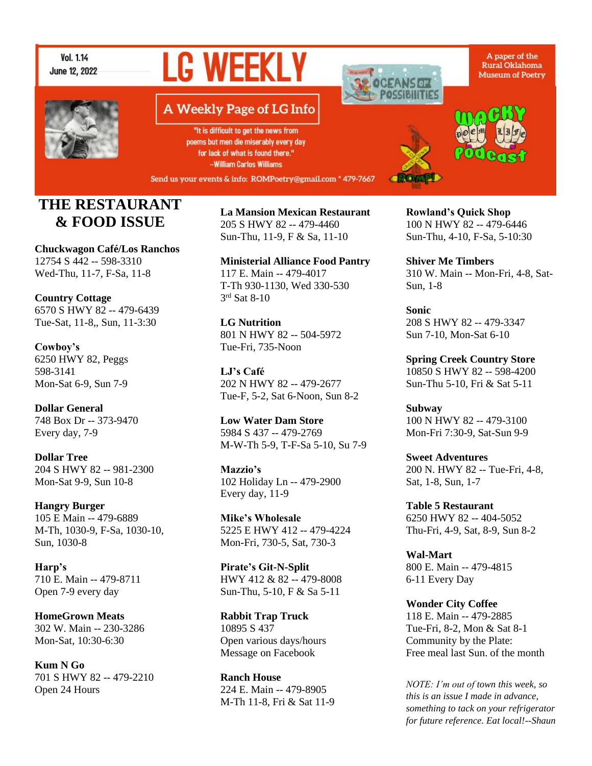Vol. 1.14
June 12, 2022

# LG WEEKLY

A paper of the Rural Oklahoma Museum of Poetry

## A Weekly Page of LG Info

"It is difficult to get the news from poems but men die miserably every day for lack of what is found there." --William Carlos Williams

Send us your events & info: ROMPoetry@gmail.com * 479-7667

## THE RESTAURANT & FOOD ISSUE

**Chuckwagon Café/Los Ranchos**
12754 S 442 -- 598-3310
Wed-Thu, 11-7, F-Sa, 11-8

**Country Cottage**
6570 S HWY 82 -- 479-6439
Tue-Sat, 11-8,, Sun, 11-3:30

**Cowboy's**
6250 HWY 82, Peggs
598-3141
Mon-Sat 6-9, Sun 7-9

**Dollar General**
748 Box Dr -- 373-9470
Every day, 7-9

**Dollar Tree**
204 S HWY 82 -- 981-2300
Mon-Sat 9-9, Sun 10-8

**Hangry Burger**
105 E Main -- 479-6889
M-Th, 1030-9, F-Sa, 1030-10, Sun, 1030-8

**Harp's**
710 E. Main -- 479-8711
Open 7-9 every day

**HomeGrown Meats**
302 W. Main -- 230-3286
Mon-Sat, 10:30-6:30

**Kum N Go**
701 S HWY 82 -- 479-2210
Open 24 Hours

**La Mansion Mexican Restaurant**
205 S HWY 82 -- 479-4460
Sun-Thu, 11-9, F & Sa, 11-10

**Ministerial Alliance Food Pantry**
117 E. Main -- 479-4017
T-Th 930-1130, Wed 330-530
3rd Sat 8-10

**LG Nutrition**
801 N HWY 82 -- 504-5972
Tue-Fri, 735-Noon

**LJ's Café**
202 N HWY 82 -- 479-2677
Tue-F, 5-2, Sat 6-Noon, Sun 8-2

**Low Water Dam Store**
5984 S 437 -- 479-2769
M-W-Th 5-9, T-F-Sa 5-10, Su 7-9

**Mazzio's**
102 Holiday Ln -- 479-2900
Every day, 11-9

**Mike's Wholesale**
5225 E HWY 412 -- 479-4224
Mon-Fri, 730-5, Sat, 730-3

**Pirate's Git-N-Split**
HWY 412 & 82 -- 479-8008
Sun-Thu, 5-10, F & Sa 5-11

**Rabbit Trap Truck**
10895 S 437
Open various days/hours
Message on Facebook

**Ranch House**
224 E. Main -- 479-8905
M-Th 11-8, Fri & Sat 11-9

**Rowland's Quick Shop**
100 N HWY 82 -- 479-6446
Sun-Thu, 4-10, F-Sa, 5-10:30

**Shiver Me Timbers**
310 W. Main -- Mon-Fri, 4-8, Sat-Sun, 1-8

**Sonic**
208 S HWY 82 -- 479-3347
Sun 7-10, Mon-Sat 6-10

**Spring Creek Country Store**
10850 S HWY 82 -- 598-4200
Sun-Thu 5-10, Fri & Sat 5-11

**Subway**
100 N HWY 82 -- 479-3100
Mon-Fri 7:30-9, Sat-Sun 9-9

**Sweet Adventures**
200 N. HWY 82 -- Tue-Fri, 4-8, Sat, 1-8, Sun, 1-7

**Table 5 Restaurant**
6250 HWY 82 -- 404-5052
Thu-Fri, 4-9, Sat, 8-9, Sun 8-2

**Wal-Mart**
800 E. Main -- 479-4815
6-11 Every Day

**Wonder City Coffee**
118 E. Main -- 479-2885
Tue-Fri, 8-2, Mon & Sat 8-1
Community by the Plate:
Free meal last Sun. of the month

*NOTE: I'm out of town this week, so this is an issue I made in advance, something to tack on your refrigerator for future reference. Eat local!--Shaun*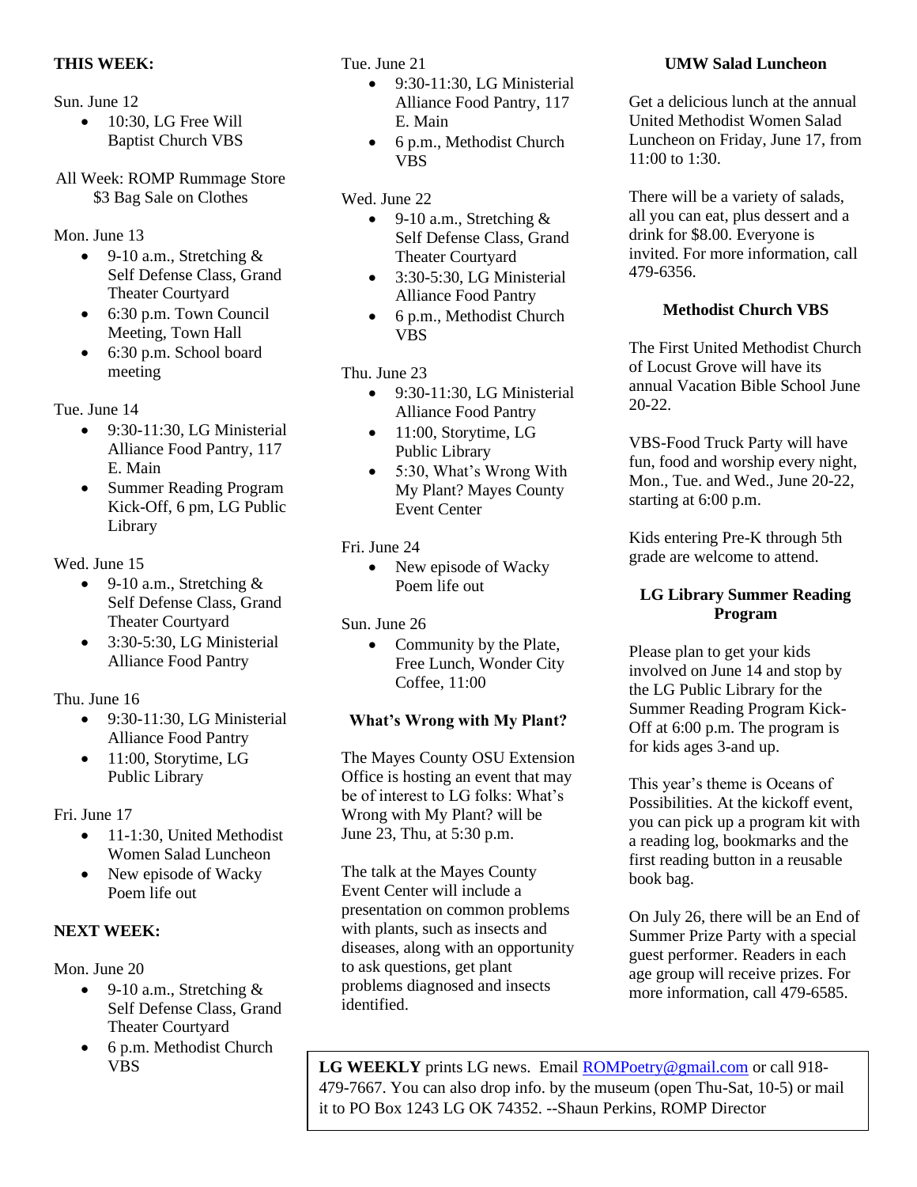**THIS WEEK:**

Sun. June 12

- 10:30, LG Free Will Baptist Church VBS

All Week: ROMP Rummage Store
$3 Bag Sale on Clothes

Mon. June 13

- 9-10 a.m., Stretching & Self Defense Class, Grand Theater Courtyard
- 6:30 p.m. Town Council Meeting, Town Hall
- 6:30 p.m. School board meeting

Tue. June 14

- 9:30-11:30, LG Ministerial Alliance Food Pantry, 117 E. Main
- Summer Reading Program Kick-Off, 6 pm, LG Public Library

Wed. June 15

- 9-10 a.m., Stretching & Self Defense Class, Grand Theater Courtyard
- 3:30-5:30, LG Ministerial Alliance Food Pantry

Thu. June 16

- 9:30-11:30, LG Ministerial Alliance Food Pantry
- 11:00, Storytime, LG Public Library

Fri. June 17

- 11-1:30, United Methodist Women Salad Luncheon
- New episode of Wacky Poem life out

**NEXT WEEK:**

Mon. June 20

- 9-10 a.m., Stretching & Self Defense Class, Grand Theater Courtyard
- 6 p.m. Methodist Church VBS

Tue. June 21

- 9:30-11:30, LG Ministerial Alliance Food Pantry, 117 E. Main
- 6 p.m., Methodist Church VBS

Wed. June 22

- 9-10 a.m., Stretching & Self Defense Class, Grand Theater Courtyard
- 3:30-5:30, LG Ministerial Alliance Food Pantry
- 6 p.m., Methodist Church VBS

Thu. June 23

- 9:30-11:30, LG Ministerial Alliance Food Pantry
- 11:00, Storytime, LG Public Library
- 5:30, What's Wrong With My Plant? Mayes County Event Center

Fri. June 24

- New episode of Wacky Poem life out

Sun. June 26

- Community by the Plate, Free Lunch, Wonder City Coffee, 11:00

**What's Wrong with My Plant?**

The Mayes County OSU Extension Office is hosting an event that may be of interest to LG folks: What's Wrong with My Plant? will be June 23, Thu, at 5:30 p.m.

The talk at the Mayes County Event Center will include a presentation on common problems with plants, such as insects and diseases, along with an opportunity to ask questions, get plant problems diagnosed and insects identified.

**UMW Salad Luncheon**

Get a delicious lunch at the annual United Methodist Women Salad Luncheon on Friday, June 17, from 11:00 to 1:30.

There will be a variety of salads, all you can eat, plus dessert and a drink for $8.00. Everyone is invited. For more information, call 479-6356.

**Methodist Church VBS**

The First United Methodist Church of Locust Grove will have its annual Vacation Bible School June 20-22.

VBS-Food Truck Party will have fun, food and worship every night, Mon., Tue. and Wed., June 20-22, starting at 6:00 p.m.

Kids entering Pre-K through 5th grade are welcome to attend.

**LG Library Summer Reading Program**

Please plan to get your kids involved on June 14 and stop by the LG Public Library for the Summer Reading Program Kick-Off at 6:00 p.m. The program is for kids ages 3-and up.

This year's theme is Oceans of Possibilities. At the kickoff event, you can pick up a program kit with a reading log, bookmarks and the first reading button in a reusable book bag.

On July 26, there will be an End of Summer Prize Party with a special guest performer. Readers in each age group will receive prizes. For more information, call 479-6585.

**LG WEEKLY** prints LG news. Email ROMPoetry@gmail.com or call 918-479-7667. You can also drop info. by the museum (open Thu-Sat, 10-5) or mail it to PO Box 1243 LG OK 74352. --Shaun Perkins, ROMP Director